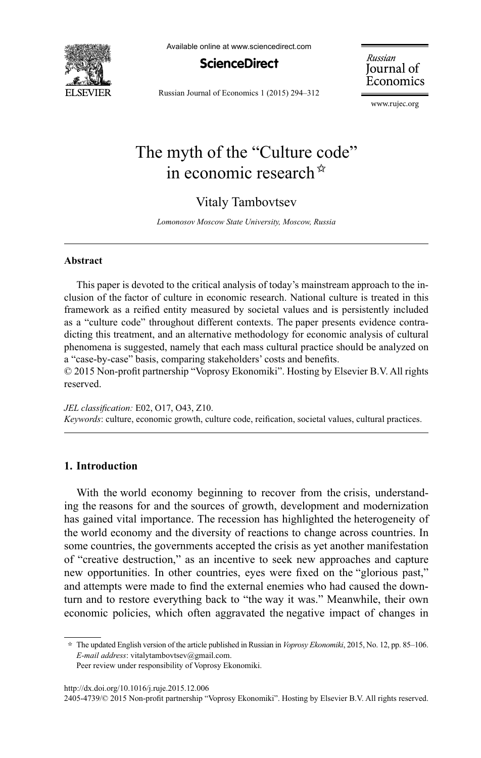# The myth of the "Culture code" in economic research ☆

Vitaly Tambovtsev

*Lomonosov Moscow State University, Moscow, Russia*

---

**Abstract**

This paper is devoted to the critical analysis of today's mainstream approach to the inclusion of the factor of culture in economic research. National culture is treated in this framework as a reified entity measured by societal values and is persistently included as a "culture code" throughout different contexts. The paper presents evidence contradicting this treatment, and an alternative methodology for economic analysis of cultural phenomena is suggested, namely that each mass cultural practice should be analyzed on a "case-by-case" basis, comparing stakeholders' costs and benefits.

© 2015 Non-profit partnership "Voprosy Ekonomiki". Hosting by Elsevier B.V. All rights reserved.

*JEL classification:* E02, O17, O43, Z10.

*Keywords*: culture, economic growth, culture code, reification, societal values, cultural practices.

---

## 1. Introduction

With the world economy beginning to recover from the crisis, understanding the reasons for and the sources of growth, development and modernization has gained vital importance. The recession has highlighted the heterogeneity of the world economy and the diversity of reactions to change across countries. In some countries, the governments accepted the crisis as yet another manifestation of "creative destruction," as an incentive to seek new approaches and capture new opportunities. In other countries, eyes were fixed on the "glorious past," and attempts were made to find the external enemies who had caused the downturn and to restore everything back to "the way it was." Meanwhile, their own economic policies, which often aggravated the negative impact of changes in

---

☆ The updated English version of the article published in Russian in *Voprosy Ekonomiki*, 2015, No. 12, pp. 85–106.

*E-mail address*: vitalytambovtsev@gmail.com.

Peer review under responsibility of Voprosy Ekonomiki.

http://dx.doi.org/10.1016/j.ruje.2015.12.006

2405-4739/© 2015 Non-profit partnership "Voprosy Ekonomiki". Hosting by Elsevier B.V. All rights reserved.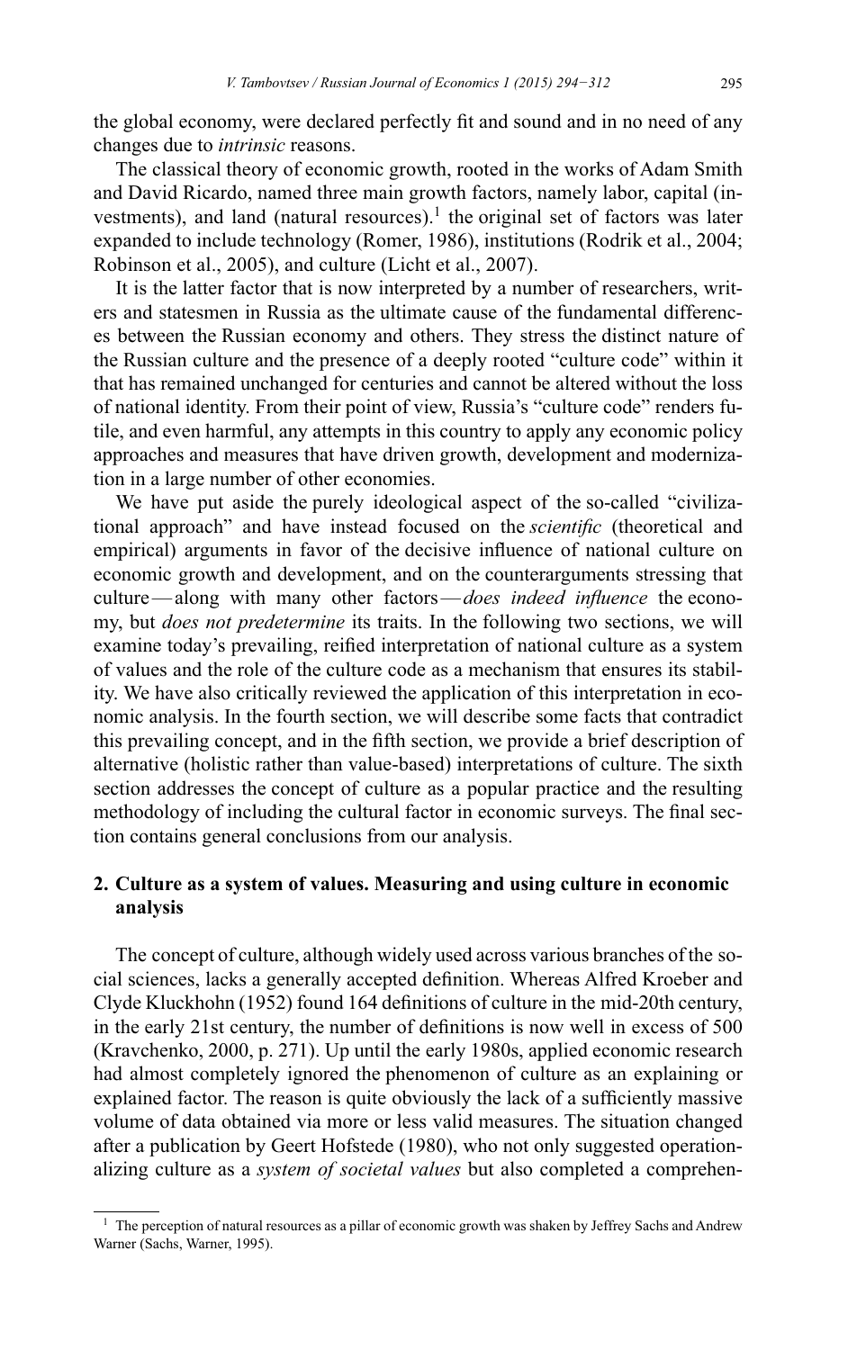the global economy, were declared perfectly fit and sound and in no need of any changes due to *intrinsic* reasons.

The classical theory of economic growth, rooted in the works of Adam Smith and David Ricardo, named three main growth factors, namely labor, capital (investments), and land (natural resources).[1] the original set of factors was later expanded to include technology (Romer, 1986), institutions (Rodrik et al., 2004; Robinson et al., 2005), and culture (Licht et al., 2007).

It is the latter factor that is now interpreted by a number of researchers, writers and statesmen in Russia as the ultimate cause of the fundamental differences between the Russian economy and others. They stress the distinct nature of the Russian culture and the presence of a deeply rooted "culture code" within it that has remained unchanged for centuries and cannot be altered without the loss of national identity. From their point of view, Russia's "culture code" renders futile, and even harmful, any attempts in this country to apply any economic policy approaches and measures that have driven growth, development and modernization in a large number of other economies.

We have put aside the purely ideological aspect of the so-called "civilizational approach" and have instead focused on the *scientific* (theoretical and empirical) arguments in favor of the decisive influence of national culture on economic growth and development, and on the counterarguments stressing that culture — along with many other factors — *does indeed influence* the economy, but *does not predetermine* its traits. In the following two sections, we will examine today's prevailing, reified interpretation of national culture as a system of values and the role of the culture code as a mechanism that ensures its stability. We have also critically reviewed the application of this interpretation in economic analysis. In the fourth section, we will describe some facts that contradict this prevailing concept, and in the fifth section, we provide a brief description of alternative (holistic rather than value-based) interpretations of culture. The sixth section addresses the concept of culture as a popular practice and the resulting methodology of including the cultural factor in economic surveys. The final section contains general conclusions from our analysis.

## 2. Culture as a system of values. Measuring and using culture in economic analysis

The concept of culture, although widely used across various branches of the social sciences, lacks a generally accepted definition. Whereas Alfred Kroeber and Clyde Kluckhohn (1952) found 164 definitions of culture in the mid-20th century, in the early 21st century, the number of definitions is now well in excess of 500 (Kravchenko, 2000, p. 271). Up until the early 1980s, applied economic research had almost completely ignored the phenomenon of culture as an explaining or explained factor. The reason is quite obviously the lack of a sufficiently massive volume of data obtained via more or less valid measures. The situation changed after a publication by Geert Hofstede (1980), who not only suggested operationalizing culture as a *system of societal values* but also completed a comprehen-

[1] The perception of natural resources as a pillar of economic growth was shaken by Jeffrey Sachs and Andrew Warner (Sachs, Warner, 1995).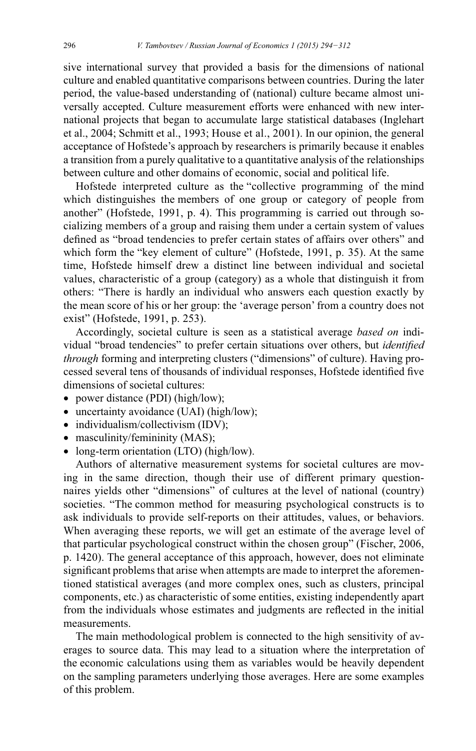sive international survey that provided a basis for the dimensions of national culture and enabled quantitative comparisons between countries. During the later period, the value-based understanding of (national) culture became almost universally accepted. Culture measurement efforts were enhanced with new international projects that began to accumulate large statistical databases (Inglehart et al., 2004; Schmitt et al., 1993; House et al., 2001). In our opinion, the general acceptance of Hofstede's approach by researchers is primarily because it enables a transition from a purely qualitative to a quantitative analysis of the relationships between culture and other domains of economic, social and political life.

Hofstede interpreted culture as the "collective programming of the mind which distinguishes the members of one group or category of people from another" (Hofstede, 1991, p. 4). This programming is carried out through socializing members of a group and raising them under a certain system of values defined as "broad tendencies to prefer certain states of affairs over others" and which form the "key element of culture" (Hofstede, 1991, p. 35). At the same time, Hofstede himself drew a distinct line between individual and societal values, characteristic of a group (category) as a whole that distinguish it from others: "There is hardly an individual who answers each question exactly by the mean score of his or her group: the 'average person' from a country does not exist" (Hofstede, 1991, p. 253).

Accordingly, societal culture is seen as a statistical average *based on* individual "broad tendencies" to prefer certain situations over others, but *identified through* forming and interpreting clusters ("dimensions" of culture). Having processed several tens of thousands of individual responses, Hofstede identified five dimensions of societal cultures:

- power distance (PDI) (high/low);
- uncertainty avoidance (UAI) (high/low);
- individualism/collectivism (IDV);
- masculinity/femininity (MAS);
- long-term orientation (LTO) (high/low).

Authors of alternative measurement systems for societal cultures are moving in the same direction, though their use of different primary questionnaires yields other "dimensions" of cultures at the level of national (country) societies. "The common method for measuring psychological constructs is to ask individuals to provide self-reports on their attitudes, values, or behaviors. When averaging these reports, we will get an estimate of the average level of that particular psychological construct within the chosen group" (Fischer, 2006, p. 1420). The general acceptance of this approach, however, does not eliminate significant problems that arise when attempts are made to interpret the aforementioned statistical averages (and more complex ones, such as clusters, principal components, etc.) as characteristic of some entities, existing independently apart from the individuals whose estimates and judgments are reflected in the initial measurements.

The main methodological problem is connected to the high sensitivity of averages to source data. This may lead to a situation where the interpretation of the economic calculations using them as variables would be heavily dependent on the sampling parameters underlying those averages. Here are some examples of this problem.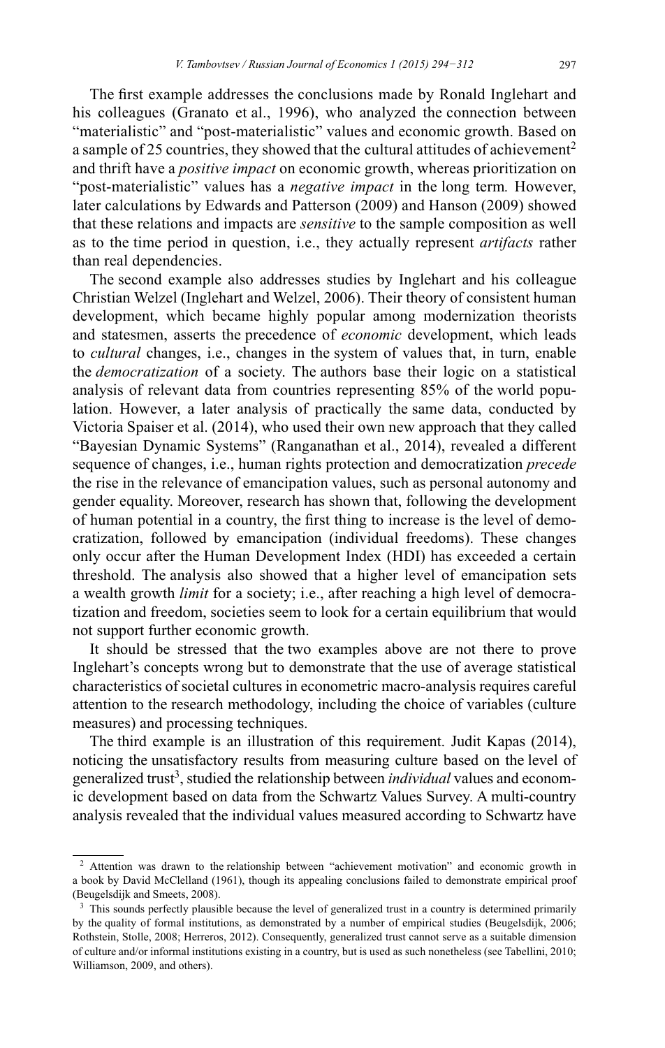The first example addresses the conclusions made by Ronald Inglehart and his colleagues (Granato et al., 1996), who analyzed the connection between "materialistic" and "post-materialistic" values and economic growth. Based on a sample of 25 countries, they showed that the cultural attitudes of achievement[2] and thrift have a *positive impact* on economic growth, whereas prioritization on "post-materialistic" values has a *negative impact* in the long term. However, later calculations by Edwards and Patterson (2009) and Hanson (2009) showed that these relations and impacts are *sensitive* to the sample composition as well as to the time period in question, i.e., they actually represent *artifacts* rather than real dependencies.

The second example also addresses studies by Inglehart and his colleague Christian Welzel (Inglehart and Welzel, 2006). Their theory of consistent human development, which became highly popular among modernization theorists and statesmen, asserts the precedence of *economic* development, which leads to *cultural* changes, i.e., changes in the system of values that, in turn, enable the *democratization* of a society. The authors base their logic on a statistical analysis of relevant data from countries representing 85% of the world population. However, a later analysis of practically the same data, conducted by Victoria Spaiser et al. (2014), who used their own new approach that they called "Bayesian Dynamic Systems" (Ranganathan et al., 2014), revealed a different sequence of changes, i.e., human rights protection and democratization *precede* the rise in the relevance of emancipation values, such as personal autonomy and gender equality. Moreover, research has shown that, following the development of human potential in a country, the first thing to increase is the level of democratization, followed by emancipation (individual freedoms). These changes only occur after the Human Development Index (HDI) has exceeded a certain threshold. The analysis also showed that a higher level of emancipation sets a wealth growth *limit* for a society; i.e., after reaching a high level of democratization and freedom, societies seem to look for a certain equilibrium that would not support further economic growth.

It should be stressed that the two examples above are not there to prove Inglehart's concepts wrong but to demonstrate that the use of average statistical characteristics of societal cultures in econometric macro-analysis requires careful attention to the research methodology, including the choice of variables (culture measures) and processing techniques.

The third example is an illustration of this requirement. Judit Kapas (2014), noticing the unsatisfactory results from measuring culture based on the level of generalized trust[3], studied the relationship between *individual* values and economic development based on data from the Schwartz Values Survey. A multi-country analysis revealed that the individual values measured according to Schwartz have

[2] Attention was drawn to the relationship between "achievement motivation" and economic growth in a book by David McClelland (1961), though its appealing conclusions failed to demonstrate empirical proof (Beugelsdijk and Smeets, 2008).

[3] This sounds perfectly plausible because the level of generalized trust in a country is determined primarily by the quality of formal institutions, as demonstrated by a number of empirical studies (Beugelsdijk, 2006; Rothstein, Stolle, 2008; Herreros, 2012). Consequently, generalized trust cannot serve as a suitable dimension of culture and/or informal institutions existing in a country, but is used as such nonetheless (see Tabellini, 2010; Williamson, 2009, and others).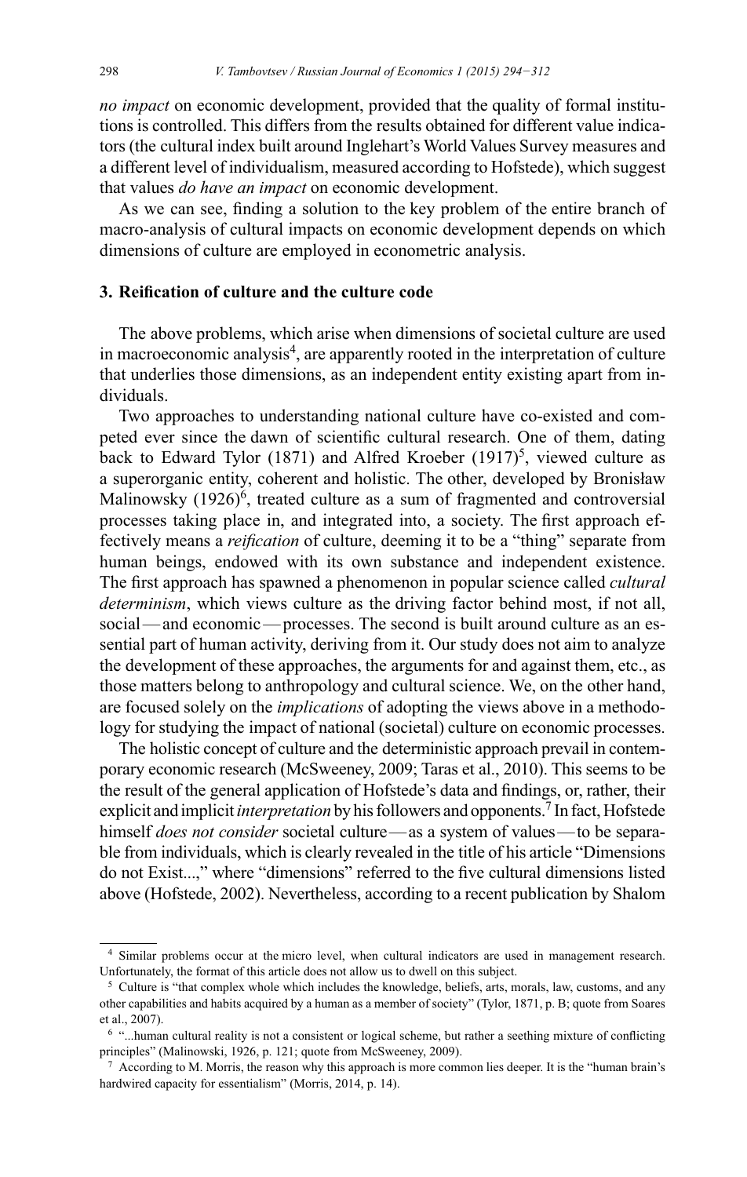*no impact* on economic development, provided that the quality of formal institutions is controlled. This differs from the results obtained for different value indicators (the cultural index built around Inglehart's World Values Survey measures and a different level of individualism, measured according to Hofstede), which suggest that values *do have an impact* on economic development.

As we can see, finding a solution to the key problem of the entire branch of macro-analysis of cultural impacts on economic development depends on which dimensions of culture are employed in econometric analysis.

## 3. Reification of culture and the culture code

The above problems, which arise when dimensions of societal culture are used in macroeconomic analysis[4], are apparently rooted in the interpretation of culture that underlies those dimensions, as an independent entity existing apart from individuals.

Two approaches to understanding national culture have co-existed and competed ever since the dawn of scientific cultural research. One of them, dating back to Edward Tylor (1871) and Alfred Kroeber (1917)[5], viewed culture as a superorganic entity, coherent and holistic. The other, developed by Bronisław Malinowsky (1926)[6], treated culture as a sum of fragmented and controversial processes taking place in, and integrated into, a society. The first approach effectively means a *reification* of culture, deeming it to be a "thing" separate from human beings, endowed with its own substance and independent existence. The first approach has spawned a phenomenon in popular science called *cultural determinism*, which views culture as the driving factor behind most, if not all, social — and economic — processes. The second is built around culture as an essential part of human activity, deriving from it. Our study does not aim to analyze the development of these approaches, the arguments for and against them, etc., as those matters belong to anthropology and cultural science. We, on the other hand, are focused solely on the *implications* of adopting the views above in a methodology for studying the impact of national (societal) culture on economic processes.

The holistic concept of culture and the deterministic approach prevail in contemporary economic research (McSweeney, 2009; Taras et al., 2010). This seems to be the result of the general application of Hofstede's data and findings, or, rather, their explicit and implicit *interpretation* by his followers and opponents.[7] In fact, Hofstede himself *does not consider* societal culture — as a system of values — to be separable from individuals, which is clearly revealed in the title of his article "Dimensions do not Exist...," where "dimensions" referred to the five cultural dimensions listed above (Hofstede, 2002). Nevertheless, according to a recent publication by Shalom

---

[4] Similar problems occur at the micro level, when cultural indicators are used in management research. Unfortunately, the format of this article does not allow us to dwell on this subject.

[5] Culture is "that complex whole which includes the knowledge, beliefs, arts, morals, law, customs, and any other capabilities and habits acquired by a human as a member of society" (Tylor, 1871, p. B; quote from Soares et al., 2007).

[6] "...human cultural reality is not a consistent or logical scheme, but rather a seething mixture of conflicting principles" (Malinowski, 1926, p. 121; quote from McSweeney, 2009).

[7] According to M. Morris, the reason why this approach is more common lies deeper. It is the "human brain's hardwired capacity for essentialism" (Morris, 2014, p. 14).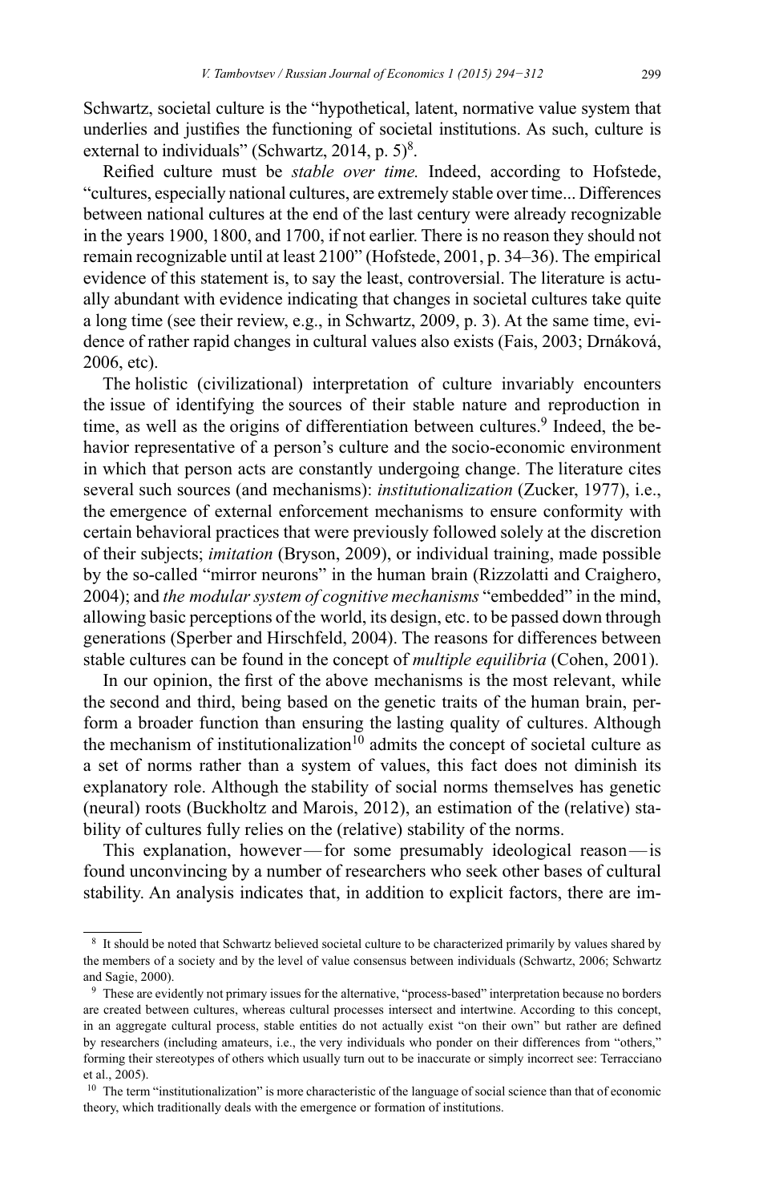Schwartz, societal culture is the "hypothetical, latent, normative value system that underlies and justifies the functioning of societal institutions. As such, culture is external to individuals" (Schwartz, 2014, p. 5)[8].

Reified culture must be *stable over time.* Indeed, according to Hofstede, "cultures, especially national cultures, are extremely stable over time... Differences between national cultures at the end of the last century were already recognizable in the years 1900, 1800, and 1700, if not earlier. There is no reason they should not remain recognizable until at least 2100" (Hofstede, 2001, p. 34–36). The empirical evidence of this statement is, to say the least, controversial. The literature is actually abundant with evidence indicating that changes in societal cultures take quite a long time (see their review, e.g., in Schwartz, 2009, p. 3). At the same time, evidence of rather rapid changes in cultural values also exists (Fais, 2003; Drnáková, 2006, etc).

The holistic (civilizational) interpretation of culture invariably encounters the issue of identifying the sources of their stable nature and reproduction in time, as well as the origins of differentiation between cultures.[9] Indeed, the behavior representative of a person's culture and the socio-economic environment in which that person acts are constantly undergoing change. The literature cites several such sources (and mechanisms): *institutionalization* (Zucker, 1977), i.e., the emergence of external enforcement mechanisms to ensure conformity with certain behavioral practices that were previously followed solely at the discretion of their subjects; *imitation* (Bryson, 2009), or individual training, made possible by the so-called "mirror neurons" in the human brain (Rizzolatti and Craighero, 2004); and *the modular system of cognitive mechanisms* "embedded" in the mind, allowing basic perceptions of the world, its design, etc. to be passed down through generations (Sperber and Hirschfeld, 2004). The reasons for differences between stable cultures can be found in the concept of *multiple equilibria* (Cohen, 2001).

In our opinion, the first of the above mechanisms is the most relevant, while the second and third, being based on the genetic traits of the human brain, perform a broader function than ensuring the lasting quality of cultures. Although the mechanism of institutionalization[10] admits the concept of societal culture as a set of norms rather than a system of values, this fact does not diminish its explanatory role. Although the stability of social norms themselves has genetic (neural) roots (Buckholtz and Marois, 2012), an estimation of the (relative) stability of cultures fully relies on the (relative) stability of the norms.

This explanation, however — for some presumably ideological reason — is found unconvincing by a number of researchers who seek other bases of cultural stability. An analysis indicates that, in addition to explicit factors, there are im-

---

[8] It should be noted that Schwartz believed societal culture to be characterized primarily by values shared by the members of a society and by the level of value consensus between individuals (Schwartz, 2006; Schwartz and Sagie, 2000).

[9] These are evidently not primary issues for the alternative, "process-based" interpretation because no borders are created between cultures, whereas cultural processes intersect and intertwine. According to this concept, in an aggregate cultural process, stable entities do not actually exist "on their own" but rather are defined by researchers (including amateurs, i.e., the very individuals who ponder on their differences from "others," forming their stereotypes of others which usually turn out to be inaccurate or simply incorrect see: Terracciano et al., 2005).

[10] The term "institutionalization" is more characteristic of the language of social science than that of economic theory, which traditionally deals with the emergence or formation of institutions.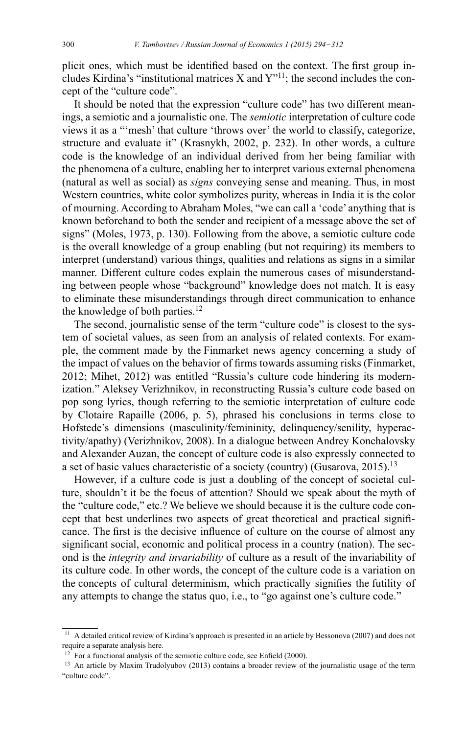plicit ones, which must be identified based on the context. The first group includes Kirdina's "institutional matrices X and Y"[11]; the second includes the concept of the "culture code".

It should be noted that the expression "culture code" has two different meanings, a semiotic and a journalistic one. The *semiotic* interpretation of culture code views it as a "'mesh' that culture 'throws over' the world to classify, categorize, structure and evaluate it" (Krasnykh, 2002, p. 232). In other words, a culture code is the knowledge of an individual derived from her being familiar with the phenomena of a culture, enabling her to interpret various external phenomena (natural as well as social) as *signs* conveying sense and meaning. Thus, in most Western countries, white color symbolizes purity, whereas in India it is the color of mourning. According to Abraham Moles, "we can call a 'code' anything that is known beforehand to both the sender and recipient of a message above the set of signs" (Moles, 1973, p. 130). Following from the above, a semiotic culture code is the overall knowledge of a group enabling (but not requiring) its members to interpret (understand) various things, qualities and relations as signs in a similar manner. Different culture codes explain the numerous cases of misunderstanding between people whose "background" knowledge does not match. It is easy to eliminate these misunderstandings through direct communication to enhance the knowledge of both parties.[12]

The second, journalistic sense of the term "culture code" is closest to the system of societal values, as seen from an analysis of related contexts. For example, the comment made by the Finmarket news agency concerning a study of the impact of values on the behavior of firms towards assuming risks (Finmarket, 2012; Mihet, 2012) was entitled "Russia's culture code hindering its modernization." Aleksey Verizhnikov, in reconstructing Russia's culture code based on pop song lyrics, though referring to the semiotic interpretation of culture code by Clotaire Rapaille (2006, p. 5), phrased his conclusions in terms close to Hofstede's dimensions (masculinity/femininity, delinquency/senility, hyperactivity/apathy) (Verizhnikov, 2008). In a dialogue between Andrey Konchalovsky and Alexander Auzan, the concept of culture code is also expressly connected to a set of basic values characteristic of a society (country) (Gusarova, 2015).[13]

However, if a culture code is just a doubling of the concept of societal culture, shouldn't it be the focus of attention? Should we speak about the myth of the "culture code," etc.? We believe we should because it is the culture code concept that best underlines two aspects of great theoretical and practical significance. The first is the decisive influence of culture on the course of almost any significant social, economic and political process in a country (nation). The second is the *integrity and invariability* of culture as a result of the invariability of its culture code. In other words, the concept of the culture code is a variation on the concepts of cultural determinism, which practically signifies the futility of any attempts to change the status quo, i.e., to "go against one's culture code."

---

[11] A detailed critical review of Kirdina's approach is presented in an article by Bessonova (2007) and does not require a separate analysis here.

[12] For a functional analysis of the semiotic culture code, see Enfield (2000).

[13] An article by Maxim Trudolyubov (2013) contains a broader review of the journalistic usage of the term "culture code".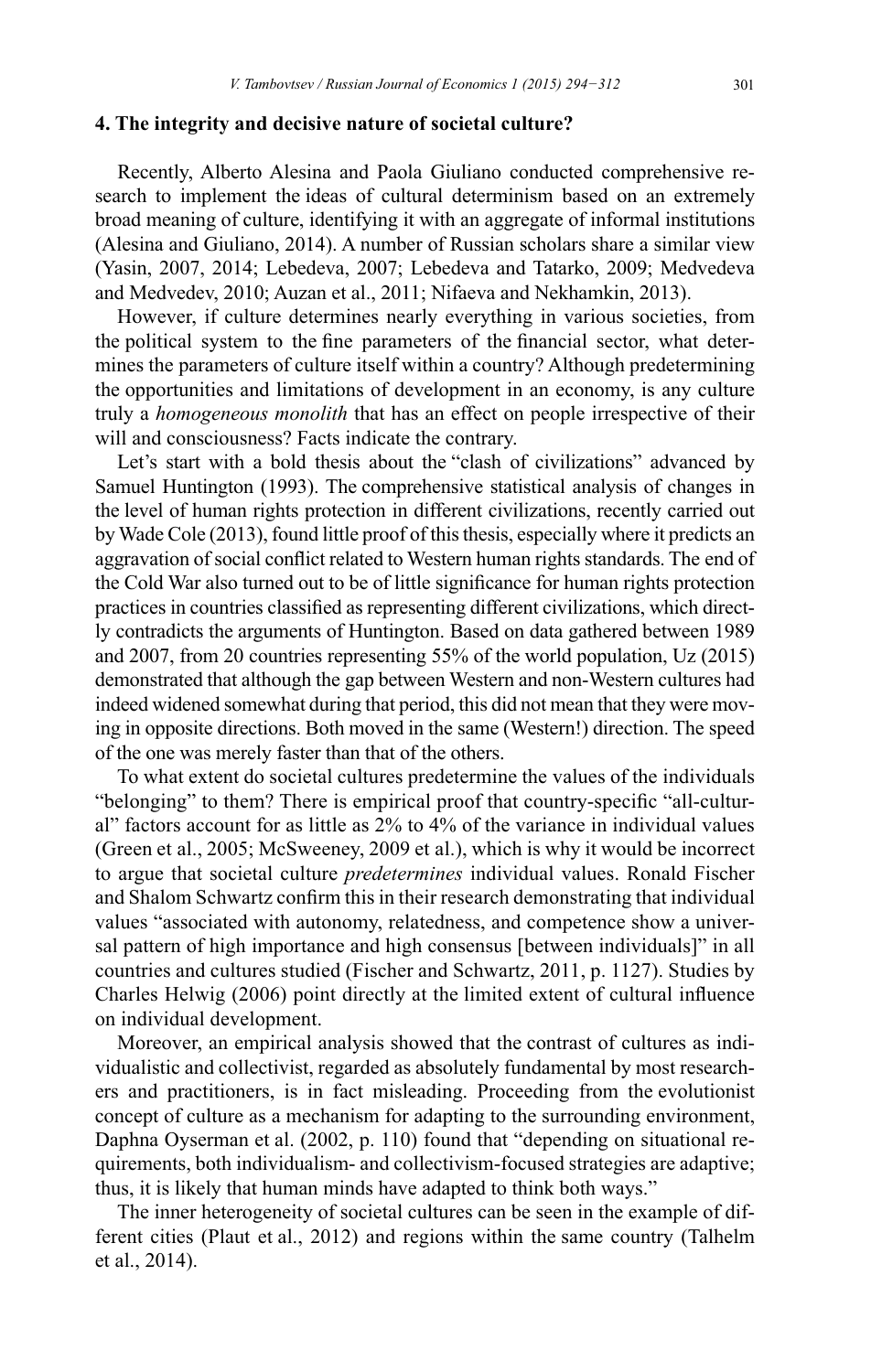## 4. The integrity and decisive nature of societal culture?

Recently, Alberto Alesina and Paola Giuliano conducted comprehensive research to implement the ideas of cultural determinism based on an extremely broad meaning of culture, identifying it with an aggregate of informal institutions (Alesina and Giuliano, 2014). A number of Russian scholars share a similar view (Yasin, 2007, 2014; Lebedeva, 2007; Lebedeva and Tatarko, 2009; Medvedeva and Medvedev, 2010; Auzan et al., 2011; Nifaeva and Nekhamkin, 2013).

However, if culture determines nearly everything in various societies, from the political system to the fine parameters of the financial sector, what determines the parameters of culture itself within a country? Although predetermining the opportunities and limitations of development in an economy, is any culture truly a *homogeneous monolith* that has an effect on people irrespective of their will and consciousness? Facts indicate the contrary.

Let's start with a bold thesis about the "clash of civilizations" advanced by Samuel Huntington (1993). The comprehensive statistical analysis of changes in the level of human rights protection in different civilizations, recently carried out by Wade Cole (2013), found little proof of this thesis, especially where it predicts an aggravation of social conflict related to Western human rights standards. The end of the Cold War also turned out to be of little significance for human rights protection practices in countries classified as representing different civilizations, which directly contradicts the arguments of Huntington. Based on data gathered between 1989 and 2007, from 20 countries representing 55% of the world population, Uz (2015) demonstrated that although the gap between Western and non-Western cultures had indeed widened somewhat during that period, this did not mean that they were moving in opposite directions. Both moved in the same (Western!) direction. The speed of the one was merely faster than that of the others.

To what extent do societal cultures predetermine the values of the individuals "belonging" to them? There is empirical proof that country-specific "all-cultural" factors account for as little as 2% to 4% of the variance in individual values (Green et al., 2005; McSweeney, 2009 et al.), which is why it would be incorrect to argue that societal culture *predetermines* individual values. Ronald Fischer and Shalom Schwartz confirm this in their research demonstrating that individual values "associated with autonomy, relatedness, and competence show a universal pattern of high importance and high consensus [between individuals]" in all countries and cultures studied (Fischer and Schwartz, 2011, p. 1127). Studies by Charles Helwig (2006) point directly at the limited extent of cultural influence on individual development.

Moreover, an empirical analysis showed that the contrast of cultures as individualistic and collectivist, regarded as absolutely fundamental by most researchers and practitioners, is in fact misleading. Proceeding from the evolutionist concept of culture as a mechanism for adapting to the surrounding environment, Daphna Oyserman et al. (2002, p. 110) found that "depending on situational requirements, both individualism- and collectivism-focused strategies are adaptive; thus, it is likely that human minds have adapted to think both ways."

The inner heterogeneity of societal cultures can be seen in the example of different cities (Plaut et al., 2012) and regions within the same country (Talhelm et al., 2014).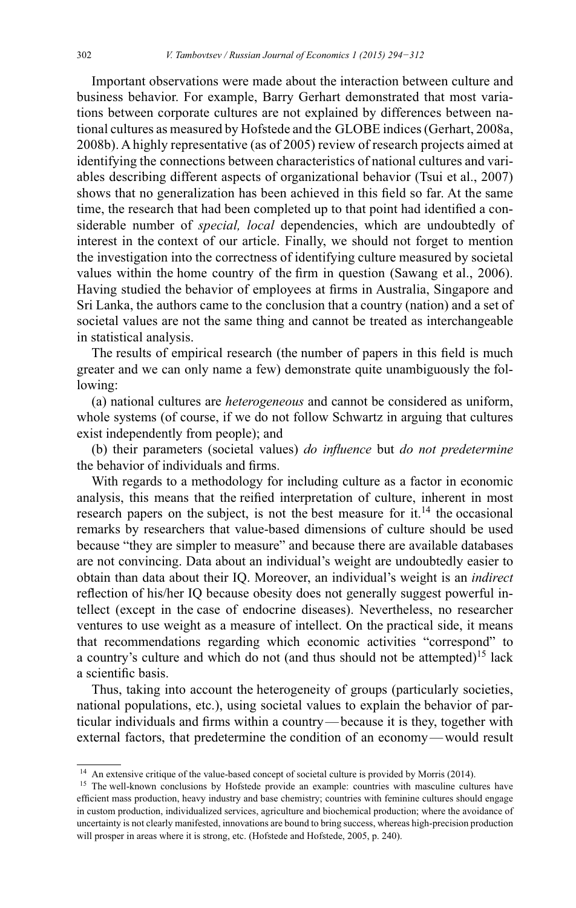Important observations were made about the interaction between culture and business behavior. For example, Barry Gerhart demonstrated that most variations between corporate cultures are not explained by differences between national cultures as measured by Hofstede and the GLOBE indices (Gerhart, 2008a, 2008b). A highly representative (as of 2005) review of research projects aimed at identifying the connections between characteristics of national cultures and variables describing different aspects of organizational behavior (Tsui et al., 2007) shows that no generalization has been achieved in this field so far. At the same time, the research that had been completed up to that point had identified a considerable number of *special, local* dependencies, which are undoubtedly of interest in the context of our article. Finally, we should not forget to mention the investigation into the correctness of identifying culture measured by societal values within the home country of the firm in question (Sawang et al., 2006). Having studied the behavior of employees at firms in Australia, Singapore and Sri Lanka, the authors came to the conclusion that a country (nation) and a set of societal values are not the same thing and cannot be treated as interchangeable in statistical analysis.

The results of empirical research (the number of papers in this field is much greater and we can only name a few) demonstrate quite unambiguously the following:

(a) national cultures are *heterogeneous* and cannot be considered as uniform, whole systems (of course, if we do not follow Schwartz in arguing that cultures exist independently from people); and

(b) their parameters (societal values) *do influence* but *do not predetermine* the behavior of individuals and firms.

With regards to a methodology for including culture as a factor in economic analysis, this means that the reified interpretation of culture, inherent in most research papers on the subject, is not the best measure for it.[14] the occasional remarks by researchers that value-based dimensions of culture should be used because "they are simpler to measure" and because there are available databases are not convincing. Data about an individual's weight are undoubtedly easier to obtain than data about their IQ. Moreover, an individual's weight is an *indirect* reflection of his/her IQ because obesity does not generally suggest powerful intellect (except in the case of endocrine diseases). Nevertheless, no researcher ventures to use weight as a measure of intellect. On the practical side, it means that recommendations regarding which economic activities "correspond" to a country's culture and which do not (and thus should not be attempted)[15] lack a scientific basis.

Thus, taking into account the heterogeneity of groups (particularly societies, national populations, etc.), using societal values to explain the behavior of particular individuals and firms within a country — because it is they, together with external factors, that predetermine the condition of an economy — would result

[14] An extensive critique of the value-based concept of societal culture is provided by Morris (2014).

[15] The well-known conclusions by Hofstede provide an example: countries with masculine cultures have efficient mass production, heavy industry and base chemistry; countries with feminine cultures should engage in custom production, individualized services, agriculture and biochemical production; where the avoidance of uncertainty is not clearly manifested, innovations are bound to bring success, whereas high-precision production will prosper in areas where it is strong, etc. (Hofstede and Hofstede, 2005, p. 240).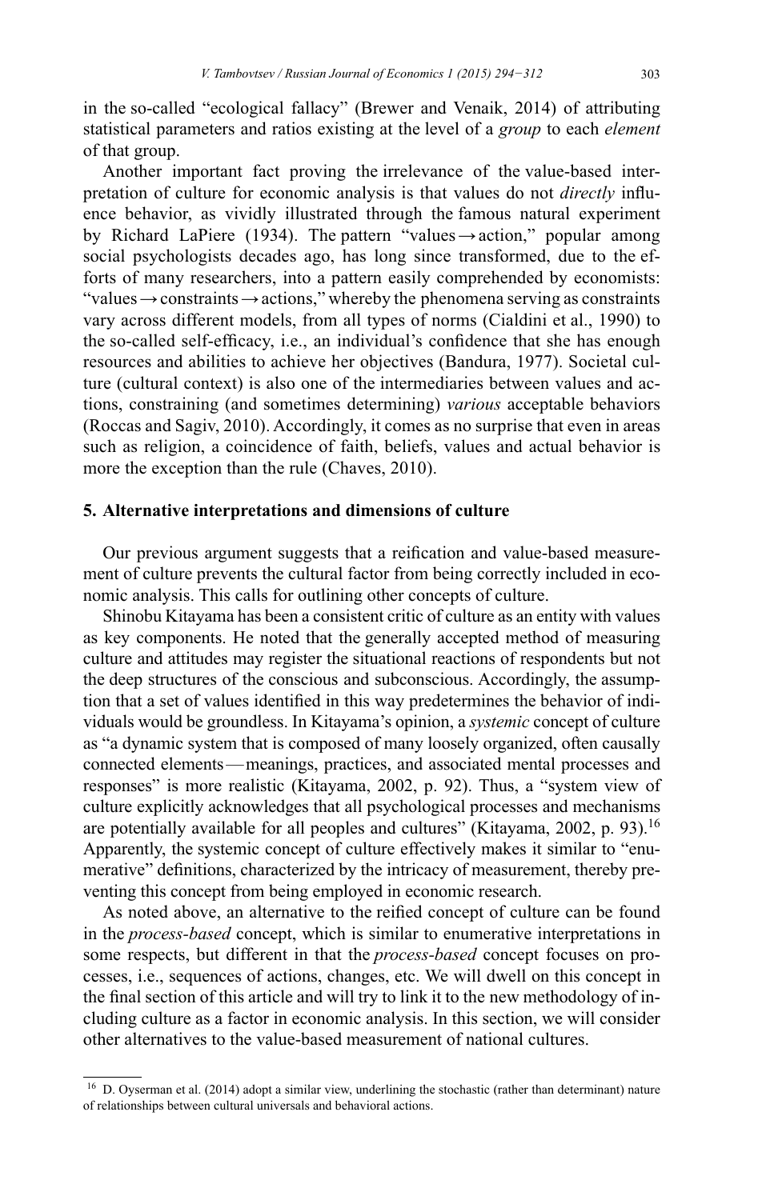in the so-called "ecological fallacy" (Brewer and Venaik, 2014) of attributing statistical parameters and ratios existing at the level of a *group* to each *element* of that group.

Another important fact proving the irrelevance of the value-based interpretation of culture for economic analysis is that values do not *directly* influence behavior, as vividly illustrated through the famous natural experiment by Richard LaPiere (1934). The pattern "values → action," popular among social psychologists decades ago, has long since transformed, due to the efforts of many researchers, into a pattern easily comprehended by economists: "values → constraints → actions," whereby the phenomena serving as constraints vary across different models, from all types of norms (Cialdini et al., 1990) to the so-called self-efficacy, i.e., an individual's confidence that she has enough resources and abilities to achieve her objectives (Bandura, 1977). Societal culture (cultural context) is also one of the intermediaries between values and actions, constraining (and sometimes determining) *various* acceptable behaviors (Roccas and Sagiv, 2010). Accordingly, it comes as no surprise that even in areas such as religion, a coincidence of faith, beliefs, values and actual behavior is more the exception than the rule (Chaves, 2010).

## 5. Alternative interpretations and dimensions of culture

Our previous argument suggests that a reification and value-based measurement of culture prevents the cultural factor from being correctly included in economic analysis. This calls for outlining other concepts of culture.

Shinobu Kitayama has been a consistent critic of culture as an entity with values as key components. He noted that the generally accepted method of measuring culture and attitudes may register the situational reactions of respondents but not the deep structures of the conscious and subconscious. Accordingly, the assumption that a set of values identified in this way predetermines the behavior of individuals would be groundless. In Kitayama's opinion, a *systemic* concept of culture as "a dynamic system that is composed of many loosely organized, often causally connected elements — meanings, practices, and associated mental processes and responses" is more realistic (Kitayama, 2002, p. 92). Thus, a "system view of culture explicitly acknowledges that all psychological processes and mechanisms are potentially available for all peoples and cultures" (Kitayama, 2002, p. 93).[16] Apparently, the systemic concept of culture effectively makes it similar to "enumerative" definitions, characterized by the intricacy of measurement, thereby preventing this concept from being employed in economic research.

As noted above, an alternative to the reified concept of culture can be found in the *process-based* concept, which is similar to enumerative interpretations in some respects, but different in that the *process-based* concept focuses on processes, i.e., sequences of actions, changes, etc. We will dwell on this concept in the final section of this article and will try to link it to the new methodology of including culture as a factor in economic analysis. In this section, we will consider other alternatives to the value-based measurement of national cultures.

[16] D. Oyserman et al. (2014) adopt a similar view, underlining the stochastic (rather than determinant) nature of relationships between cultural universals and behavioral actions.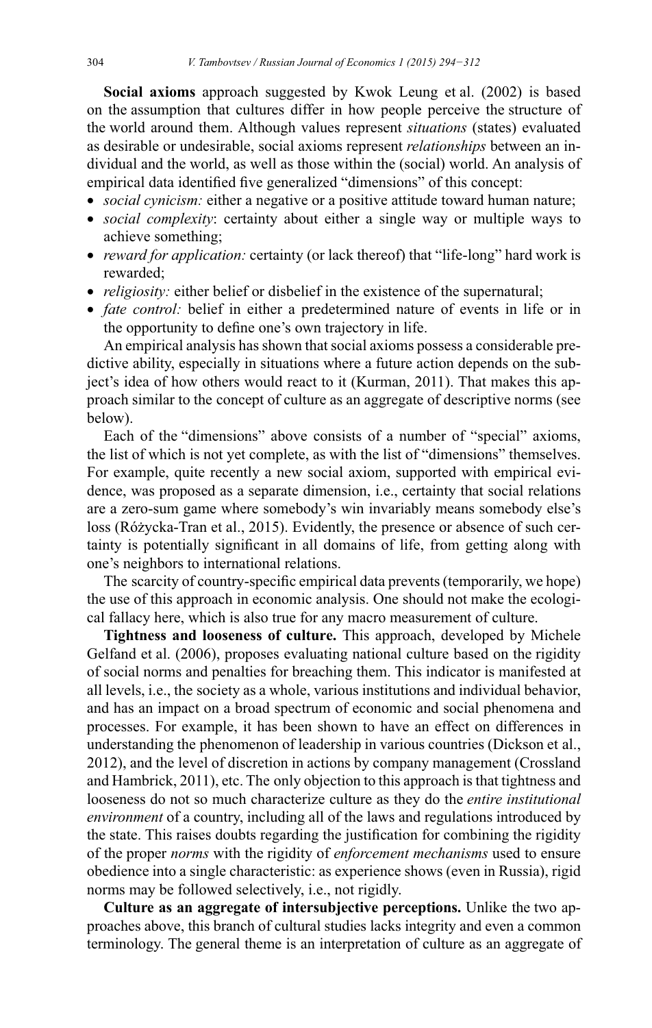**Social axioms** approach suggested by Kwok Leung et al. (2002) is based on the assumption that cultures differ in how people perceive the structure of the world around them. Although values represent *situations* (states) evaluated as desirable or undesirable, social axioms represent *relationships* between an individual and the world, as well as those within the (social) world. An analysis of empirical data identified five generalized "dimensions" of this concept:

- *social cynicism:* either a negative or a positive attitude toward human nature;
- *social complexity*: certainty about either a single way or multiple ways to achieve something;
- *reward for application:* certainty (or lack thereof) that "life-long" hard work is rewarded;
- *religiosity:* either belief or disbelief in the existence of the supernatural;
- *fate control:* belief in either a predetermined nature of events in life or in the opportunity to define one's own trajectory in life.

An empirical analysis has shown that social axioms possess a considerable predictive ability, especially in situations where a future action depends on the subject's idea of how others would react to it (Kurman, 2011). That makes this approach similar to the concept of culture as an aggregate of descriptive norms (see below).

Each of the "dimensions" above consists of a number of "special" axioms, the list of which is not yet complete, as with the list of "dimensions" themselves. For example, quite recently a new social axiom, supported with empirical evidence, was proposed as a separate dimension, i.e., certainty that social relations are a zero-sum game where somebody's win invariably means somebody else's loss (Różycka-Tran et al., 2015). Evidently, the presence or absence of such certainty is potentially significant in all domains of life, from getting along with one's neighbors to international relations.

The scarcity of country-specific empirical data prevents (temporarily, we hope) the use of this approach in economic analysis. One should not make the ecological fallacy here, which is also true for any macro measurement of culture.

**Tightness and looseness of culture.** This approach, developed by Michele Gelfand et al. (2006), proposes evaluating national culture based on the rigidity of social norms and penalties for breaching them. This indicator is manifested at all levels, i.e., the society as a whole, various institutions and individual behavior, and has an impact on a broad spectrum of economic and social phenomena and processes. For example, it has been shown to have an effect on differences in understanding the phenomenon of leadership in various countries (Dickson et al., 2012), and the level of discretion in actions by company management (Crossland and Hambrick, 2011), etc. The only objection to this approach is that tightness and looseness do not so much characterize culture as they do the *entire institutional environment* of a country, including all of the laws and regulations introduced by the state. This raises doubts regarding the justification for combining the rigidity of the proper *norms* with the rigidity of *enforcement mechanisms* used to ensure obedience into a single characteristic: as experience shows (even in Russia), rigid norms may be followed selectively, i.e., not rigidly.

**Culture as an aggregate of intersubjective perceptions.** Unlike the two approaches above, this branch of cultural studies lacks integrity and even a common terminology. The general theme is an interpretation of culture as an aggregate of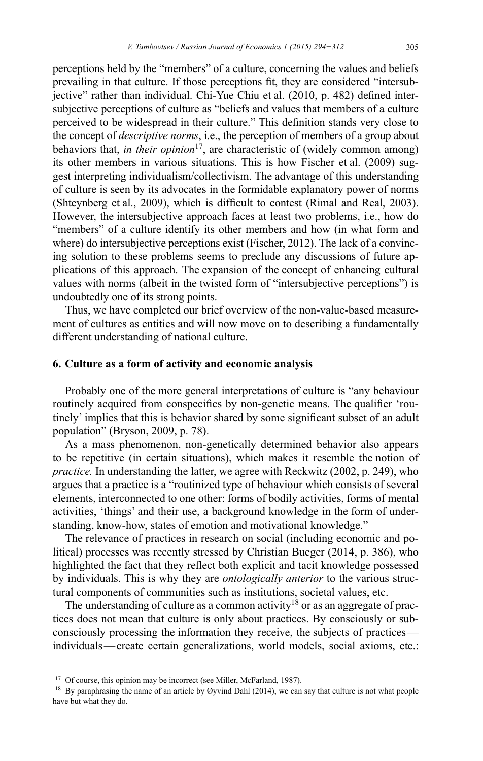perceptions held by the "members" of a culture, concerning the values and beliefs prevailing in that culture. If those perceptions fit, they are considered "intersubjective" rather than individual. Chi-Yue Chiu et al. (2010, p. 482) defined intersubjective perceptions of culture as "beliefs and values that members of a culture perceived to be widespread in their culture." This definition stands very close to the concept of *descriptive norms*, i.e., the perception of members of a group about behaviors that, *in their opinion*[17], are characteristic of (widely common among) its other members in various situations. This is how Fischer et al. (2009) suggest interpreting individualism/collectivism. The advantage of this understanding of culture is seen by its advocates in the formidable explanatory power of norms (Shteynberg et al., 2009), which is difficult to contest (Rimal and Real, 2003). However, the intersubjective approach faces at least two problems, i.e., how do "members" of a culture identify its other members and how (in what form and where) do intersubjective perceptions exist (Fischer, 2012). The lack of a convincing solution to these problems seems to preclude any discussions of future applications of this approach. The expansion of the concept of enhancing cultural values with norms (albeit in the twisted form of "intersubjective perceptions") is undoubtedly one of its strong points.

Thus, we have completed our brief overview of the non-value-based measurement of cultures as entities and will now move on to describing a fundamentally different understanding of national culture.

## 6. Culture as a form of activity and economic analysis

Probably one of the more general interpretations of culture is "any behaviour routinely acquired from conspecifics by non-genetic means. The qualifier 'routinely' implies that this is behavior shared by some significant subset of an adult population" (Bryson, 2009, p. 78).

As a mass phenomenon, non-genetically determined behavior also appears to be repetitive (in certain situations), which makes it resemble the notion of *practice.* In understanding the latter, we agree with Reckwitz (2002, p. 249), who argues that a practice is a "routinized type of behaviour which consists of several elements, interconnected to one other: forms of bodily activities, forms of mental activities, 'things' and their use, a background knowledge in the form of understanding, know-how, states of emotion and motivational knowledge."

The relevance of practices in research on social (including economic and political) processes was recently stressed by Christian Bueger (2014, p. 386), who highlighted the fact that they reflect both explicit and tacit knowledge possessed by individuals. This is why they are *ontologically anterior* to the various structural components of communities such as institutions, societal values, etc.

The understanding of culture as a common activity[18] or as an aggregate of practices does not mean that culture is only about practices. By consciously or subconsciously processing the information they receive, the subjects of practices—individuals—create certain generalizations, world models, social axioms, etc.:

---

[17] Of course, this opinion may be incorrect (see Miller, McFarland, 1987).

[18] By paraphrasing the name of an article by Øyvind Dahl (2014), we can say that culture is not what people have but what they do.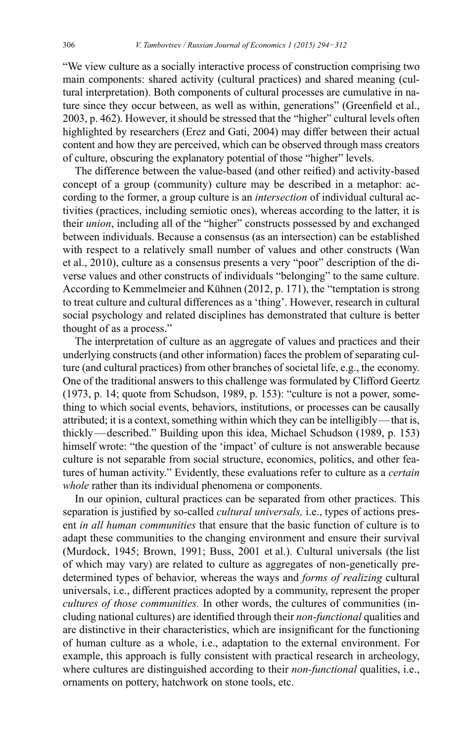"We view culture as a socially interactive process of construction comprising two main components: shared activity (cultural practices) and shared meaning (cultural interpretation). Both components of cultural processes are cumulative in nature since they occur between, as well as within, generations" (Greenfield et al., 2003, p. 462). However, it should be stressed that the "higher" cultural levels often highlighted by researchers (Erez and Gati, 2004) may differ between their actual content and how they are perceived, which can be observed through mass creators of culture, obscuring the explanatory potential of those "higher" levels.

The difference between the value-based (and other reified) and activity-based concept of a group (community) culture may be described in a metaphor: according to the former, a group culture is an *intersection* of individual cultural activities (practices, including semiotic ones), whereas according to the latter, it is their *union*, including all of the "higher" constructs possessed by and exchanged between individuals. Because a consensus (as an intersection) can be established with respect to a relatively small number of values and other constructs (Wan et al., 2010), culture as a consensus presents a very "poor" description of the diverse values and other constructs of individuals "belonging" to the same culture. According to Kemmelmeier and Kühnen (2012, p. 171), the "temptation is strong to treat culture and cultural differences as a 'thing'. However, research in cultural social psychology and related disciplines has demonstrated that culture is better thought of as a process."

The interpretation of culture as an aggregate of values and practices and their underlying constructs (and other information) faces the problem of separating culture (and cultural practices) from other branches of societal life, e.g., the economy. One of the traditional answers to this challenge was formulated by Clifford Geertz (1973, p. 14; quote from Schudson, 1989, p. 153): "culture is not a power, something to which social events, behaviors, institutions, or processes can be causally attributed; it is a context, something within which they can be intelligibly—that is, thickly—described." Building upon this idea, Michael Schudson (1989, p. 153) himself wrote: "the question of the 'impact' of culture is not answerable because culture is not separable from social structure, economics, politics, and other features of human activity." Evidently, these evaluations refer to culture as a *certain whole* rather than its individual phenomena or components.

In our opinion, cultural practices can be separated from other practices. This separation is justified by so-called *cultural universals,* i.e., types of actions present *in all human communities* that ensure that the basic function of culture is to adapt these communities to the changing environment and ensure their survival (Murdock, 1945; Brown, 1991; Buss, 2001 et al.). Cultural universals (the list of which may vary) are related to culture as aggregates of non-genetically predetermined types of behavior, whereas the ways and *forms of realizing* cultural universals, i.e., different practices adopted by a community, represent the proper *cultures of those communities.* In other words, the cultures of communities (including national cultures) are identified through their *non-functional* qualities and are distinctive in their characteristics, which are insignificant for the functioning of human culture as a whole, i.e., adaptation to the external environment. For example, this approach is fully consistent with practical research in archeology, where cultures are distinguished according to their *non-functional* qualities, i.e., ornaments on pottery, hatchwork on stone tools, etc.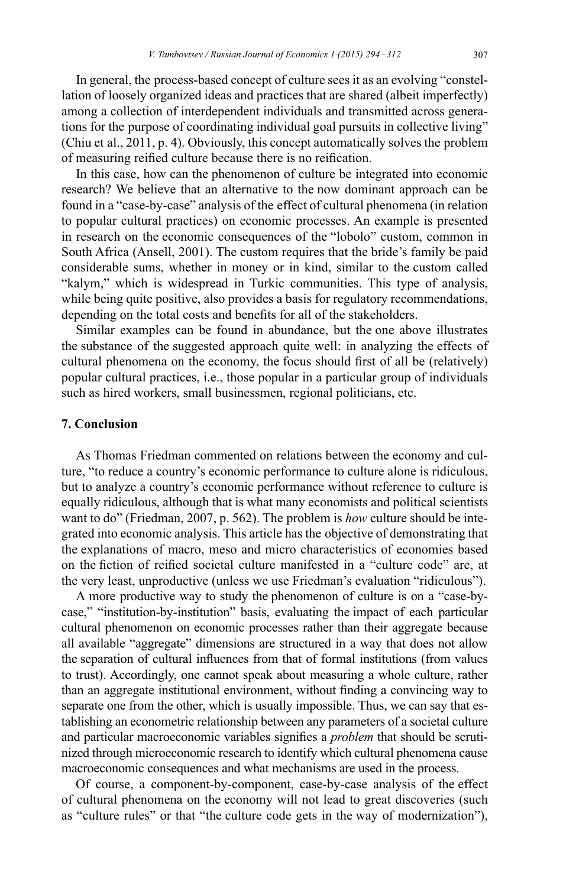In general, the process-based concept of culture sees it as an evolving "constellation of loosely organized ideas and practices that are shared (albeit imperfectly) among a collection of interdependent individuals and transmitted across generations for the purpose of coordinating individual goal pursuits in collective living" (Chiu et al., 2011, p. 4). Obviously, this concept automatically solves the problem of measuring reified culture because there is no reification.

In this case, how can the phenomenon of culture be integrated into economic research? We believe that an alternative to the now dominant approach can be found in a "case-by-case" analysis of the effect of cultural phenomena (in relation to popular cultural practices) on economic processes. An example is presented in research on the economic consequences of the "lobolo" custom, common in South Africa (Ansell, 2001). The custom requires that the bride's family be paid considerable sums, whether in money or in kind, similar to the custom called "kalym," which is widespread in Turkic communities. This type of analysis, while being quite positive, also provides a basis for regulatory recommendations, depending on the total costs and benefits for all of the stakeholders.

Similar examples can be found in abundance, but the one above illustrates the substance of the suggested approach quite well: in analyzing the effects of cultural phenomena on the economy, the focus should first of all be (relatively) popular cultural practices, i.e., those popular in a particular group of individuals such as hired workers, small businessmen, regional politicians, etc.

## 7. Conclusion

As Thomas Friedman commented on relations between the economy and culture, "to reduce a country's economic performance to culture alone is ridiculous, but to analyze a country's economic performance without reference to culture is equally ridiculous, although that is what many economists and political scientists want to do" (Friedman, 2007, p. 562). The problem is *how* culture should be integrated into economic analysis. This article has the objective of demonstrating that the explanations of macro, meso and micro characteristics of economies based on the fiction of reified societal culture manifested in a "culture code" are, at the very least, unproductive (unless we use Friedman's evaluation "ridiculous").

A more productive way to study the phenomenon of culture is on a "case-by-case," "institution-by-institution" basis, evaluating the impact of each particular cultural phenomenon on economic processes rather than their aggregate because all available "aggregate" dimensions are structured in a way that does not allow the separation of cultural influences from that of formal institutions (from values to trust). Accordingly, one cannot speak about measuring a whole culture, rather than an aggregate institutional environment, without finding a convincing way to separate one from the other, which is usually impossible. Thus, we can say that establishing an econometric relationship between any parameters of a societal culture and particular macroeconomic variables signifies a *problem* that should be scrutinized through microeconomic research to identify which cultural phenomena cause macroeconomic consequences and what mechanisms are used in the process.

Of course, a component-by-component, case-by-case analysis of the effect of cultural phenomena on the economy will not lead to great discoveries (such as "culture rules" or that "the culture code gets in the way of modernization"),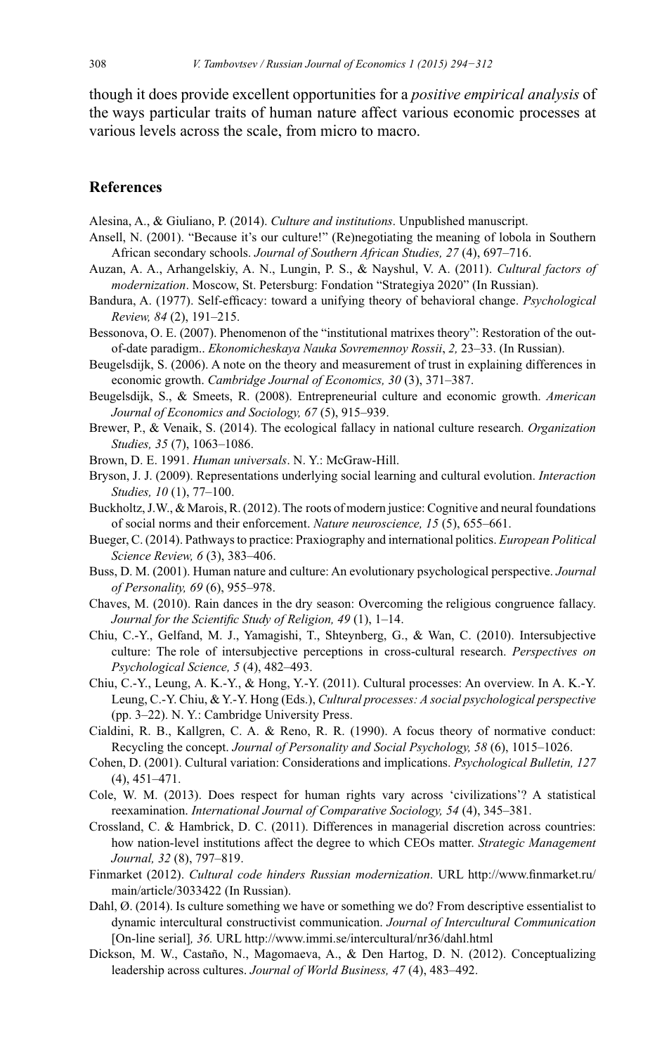though it does provide excellent opportunities for a *positive empirical analysis* of the ways particular traits of human nature affect various economic processes at various levels across the scale, from micro to macro.

## References

Alesina, A., & Giuliano, P. (2014). *Culture and institutions*. Unpublished manuscript.

Ansell, N. (2001). "Because it's our culture!" (Re)negotiating the meaning of lobola in Southern African secondary schools. *Journal of Southern African Studies, 27* (4), 697–716.

Auzan, A. A., Arhangelskiy, A. N., Lungin, P. S., & Nayshul, V. A. (2011). *Cultural factors of modernization*. Moscow, St. Petersburg: Fondation "Strategiya 2020" (In Russian).

Bandura, A. (1977). Self-efficacy: toward a unifying theory of behavioral change. *Psychological Review, 84* (2), 191–215.

Bessonova, O. E. (2007). Phenomenon of the "institutional matrixes theory": Restoration of the out-of-date paradigm.. *Ekonomicheskaya Nauka Sovremennoy Rossii*, *2,* 23–33. (In Russian).

Beugelsdijk, S. (2006). A note on the theory and measurement of trust in explaining differences in economic growth. *Cambridge Journal of Economics, 30* (3), 371–387.

Beugelsdijk, S., & Smeets, R. (2008). Entrepreneurial culture and economic growth. *American Journal of Economics and Sociology, 67* (5), 915–939.

Brewer, P., & Venaik, S. (2014). The ecological fallacy in national culture research. *Organization Studies, 35* (7), 1063–1086.

Brown, D. E. 1991. *Human universals*. N. Y.: McGraw-Hill.

Bryson, J. J. (2009). Representations underlying social learning and cultural evolution. *Interaction Studies, 10* (1), 77–100.

Buckholtz, J.W., & Marois, R. (2012). The roots of modern justice: Cognitive and neural foundations of social norms and their enforcement. *Nature neuroscience, 15* (5), 655–661.

Bueger, C. (2014). Pathways to practice: Praxiography and international politics. *European Political Science Review, 6* (3), 383–406.

Buss, D. M. (2001). Human nature and culture: An evolutionary psychological perspective. *Journal of Personality, 69* (6), 955–978.

Chaves, M. (2010). Rain dances in the dry season: Overcoming the religious congruence fallacy. *Journal for the Scientific Study of Religion, 49* (1), 1–14.

Chiu, C.-Y., Gelfand, M. J., Yamagishi, T., Shteynberg, G., & Wan, C. (2010). Intersubjective culture: The role of intersubjective perceptions in cross-cultural research. *Perspectives on Psychological Science, 5* (4), 482–493.

Chiu, C.-Y., Leung, A. K.-Y., & Hong, Y.-Y. (2011). Cultural processes: An overview. In A. K.-Y. Leung, C.-Y. Chiu, & Y.-Y. Hong (Eds.), *Cultural processes: A social psychological perspective* (pp. 3–22). N. Y.: Cambridge University Press.

Cialdini, R. B., Kallgren, C. A. & Reno, R. R. (1990). A focus theory of normative conduct: Recycling the concept. *Journal of Personality and Social Psychology, 58* (6), 1015–1026.

Cohen, D. (2001). Cultural variation: Considerations and implications. *Psychological Bulletin, 127* (4), 451–471.

Cole, W. M. (2013). Does respect for human rights vary across 'civilizations'? A statistical reexamination. *International Journal of Comparative Sociology, 54* (4), 345–381.

Crossland, C. & Hambrick, D. C. (2011). Differences in managerial discretion across countries: how nation-level institutions affect the degree to which CEOs matter. *Strategic Management Journal, 32* (8), 797–819.

Finmarket (2012). *Cultural code hinders Russian modernization*. URL http://www.finmarket.ru/main/article/3033422 (In Russian).

Dahl, Ø. (2014). Is culture something we have or something we do? From descriptive essentialist to dynamic intercultural constructivist communication. *Journal of Intercultural Communication* [On-line serial]*, 36.* URL http://www.immi.se/intercultural/nr36/dahl.html

Dickson, M. W., Castaño, N., Magomaeva, A., & Den Hartog, D. N. (2012). Conceptualizing leadership across cultures. *Journal of World Business, 47* (4), 483–492.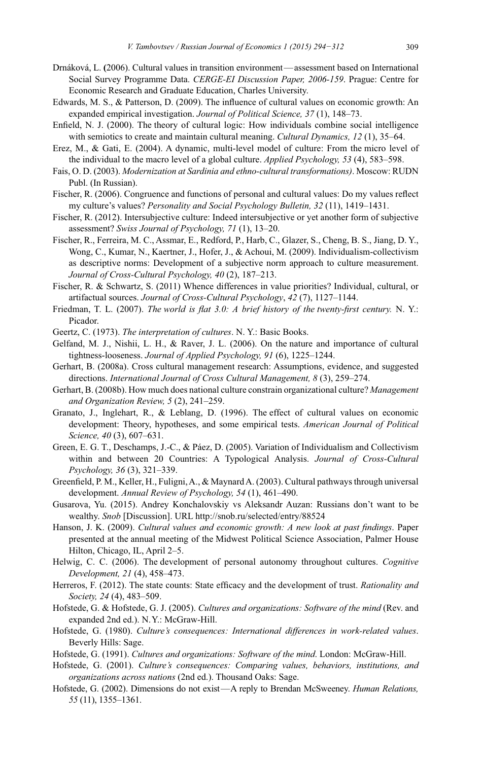Drnáková, L. (2006). Cultural values in transition environment—assessment based on International Social Survey Programme Data. *CERGE-EI Discussion Paper, 2006-159*. Prague: Centre for Economic Research and Graduate Education, Charles University.

Edwards, M. S., & Patterson, D. (2009). The influence of cultural values on economic growth: An expanded empirical investigation. *Journal of Political Science, 37* (1), 148–73.

Enfield, N. J. (2000). The theory of cultural logic: How individuals combine social intelligence with semiotics to create and maintain cultural meaning. *Cultural Dynamics, 12* (1), 35–64.

Erez, M., & Gati, E. (2004). A dynamic, multi-level model of culture: From the micro level of the individual to the macro level of a global culture. *Applied Psychology, 53* (4), 583–598.

Fais, O. D. (2003). *Modernization at Sardinia and ethno-cultural transformations)*. Moscow: RUDN Publ. (In Russian).

Fischer, R. (2006). Congruence and functions of personal and cultural values: Do my values reflect my culture's values? *Personality and Social Psychology Bulletin, 32* (11), 1419–1431.

Fischer, R. (2012). Intersubjective culture: Indeed intersubjective or yet another form of subjective assessment? *Swiss Journal of Psychology, 71* (1), 13–20.

Fischer, R., Ferreira, M. C., Assmar, E., Redford, P., Harb, C., Glazer, S., Cheng, B. S., Jiang, D. Y., Wong, C., Kumar, N., Kaertner, J., Hofer, J., & Achoui, M. (2009). Individualism-collectivism as descriptive norms: Development of a subjective norm approach to culture measurement. *Journal of Cross-Cultural Psychology, 40* (2), 187–213.

Fischer, R. & Schwartz, S. (2011) Whence differences in value priorities? Individual, cultural, or artifactual sources. *Journal of Cross-Cultural Psychology*, *42* (7), 1127–1144.

Friedman, T. L. (2007). *The world is flat 3.0: A brief history of the twenty-first century.* N. Y.: Picador.

Geertz, C. (1973). *The interpretation of cultures*. N. Y.: Basic Books.

Gelfand, M. J., Nishii, L. H., & Raver, J. L. (2006). On the nature and importance of cultural tightness-looseness. *Journal of Applied Psychology, 91* (6), 1225–1244.

Gerhart, B. (2008a). Cross cultural management research: Assumptions, evidence, and suggested directions. *International Journal of Cross Cultural Management, 8* (3), 259–274.

Gerhart, B. (2008b). How much does national culture constrain organizational culture? *Management and Organization Review, 5* (2), 241–259.

Granato, J., Inglehart, R., & Leblang, D. (1996). The effect of cultural values on economic development: Theory, hypotheses, and some empirical tests. *American Journal of Political Science, 40* (3), 607–631.

Green, E. G. T., Deschamps, J.-C., & Páez, D. (2005). Variation of Individualism and Collectivism within and between 20 Countries: A Typological Analysis. *Journal of Cross-Cultural Psychology, 36* (3), 321–339.

Greenfield, P. M., Keller, H., Fuligni, A., & Maynard A. (2003). Cultural pathways through universal development. *Annual Review of Psychology, 54* (1), 461–490.

Gusarova, Yu. (2015). Andrey Konchalovskiy vs Aleksandr Auzan: Russians don't want to be wealthy. *Snob* [Discussion]. URL http://snob.ru/selected/entry/88524

Hanson, J. K. (2009). *Cultural values and economic growth: A new look at past findings*. Paper presented at the annual meeting of the Midwest Political Science Association, Palmer House Hilton, Chicago, IL, April 2–5.

Helwig, C. C. (2006). The development of personal autonomy throughout cultures. *Cognitive Development, 21* (4), 458–473.

Herreros, F. (2012). The state counts: State efficacy and the development of trust. *Rationality and Society, 24* (4), 483–509.

Hofstede, G. & Hofstede, G. J. (2005). *Cultures and organizations: Software of the mind* (Rev. and expanded 2nd ed.). N.Y.: McGraw-Hill.

Hofstede, G. (1980). *Culture's consequences: International differences in work-related values*. Beverly Hills: Sage.

Hofstede, G. (1991). *Cultures and organizations: Software of the mind*. London: McGraw-Hill.

Hofstede, G. (2001). *Culture's consequences: Comparing values, behaviors, institutions, and organizations across nations* (2nd ed.). Thousand Oaks: Sage.

Hofstede, G. (2002). Dimensions do not exist—A reply to Brendan McSweeney. *Human Relations, 55* (11), 1355–1361.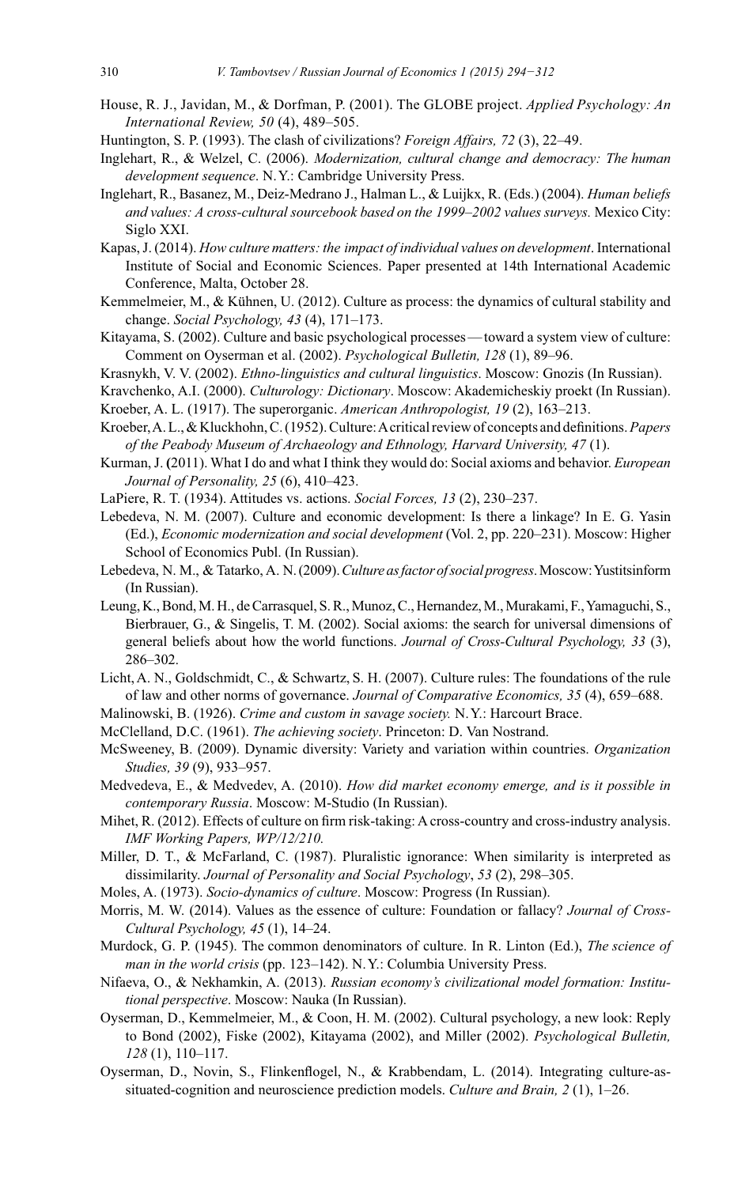House, R. J., Javidan, M., & Dorfman, P. (2001). The GLOBE project. *Applied Psychology: An International Review, 50* (4), 489–505.

Huntington, S. P. (1993). The clash of civilizations? *Foreign Affairs, 72* (3), 22–49.

Inglehart, R., & Welzel, C. (2006). *Modernization, cultural change and democracy: The human development sequence*. N.Y.: Cambridge University Press.

Inglehart, R., Basanez, M., Deiz-Medrano J., Halman L., & Luijkx, R. (Eds.) (2004). *Human beliefs and values: A cross-cultural sourcebook based on the 1999–2002 values surveys.* Mexico City: Siglo XXI.

Kapas, J. (2014). *How culture matters: the impact of individual values on development*. International Institute of Social and Economic Sciences. Paper presented at 14th International Academic Conference, Malta, October 28.

Kemmelmeier, M., & Kühnen, U. (2012). Culture as process: the dynamics of cultural stability and change. *Social Psychology, 43* (4), 171–173.

Kitayama, S. (2002). Culture and basic psychological processes — toward a system view of culture: Comment on Oyserman et al. (2002). *Psychological Bulletin, 128* (1), 89–96.

Krasnykh, V. V. (2002). *Ethno-linguistics and cultural linguistics*. Moscow: Gnozis (In Russian).

Kravchenko, A.I. (2000). *Culturology: Dictionary*. Moscow: Akademicheskiy proekt (In Russian).

Kroeber, A. L. (1917). The superorganic. *American Anthropologist, 19* (2), 163–213.

Kroeber, A. L., & Kluckhohn, C. (1952). Culture: A critical review of concepts and definitions. *Papers of the Peabody Museum of Archaeology and Ethnology, Harvard University, 47* (1).

Kurman, J. (2011). What I do and what I think they would do: Social axioms and behavior. *European Journal of Personality, 25* (6), 410–423.

LaPiere, R. T. (1934). Attitudes vs. actions. *Social Forces, 13* (2), 230–237.

Lebedeva, N. M. (2007). Culture and economic development: Is there a linkage? In E. G. Yasin (Ed.), *Economic modernization and social development* (Vol. 2, pp. 220–231). Moscow: Higher School of Economics Publ. (In Russian).

Lebedeva, N. M., & Tatarko, A. N. (2009). *Culture as factor of social progress*. Moscow: Yustitsinform (In Russian).

Leung, K., Bond, M. H., de Carrasquel, S. R., Munoz, C., Hernandez, M., Murakami, F., Yamaguchi, S., Bierbrauer, G., & Singelis, T. M. (2002). Social axioms: the search for universal dimensions of general beliefs about how the world functions. *Journal of Cross-Cultural Psychology, 33* (3), 286–302.

Licht, A. N., Goldschmidt, C., & Schwartz, S. H. (2007). Culture rules: The foundations of the rule of law and other norms of governance. *Journal of Comparative Economics, 35* (4), 659–688.

Malinowski, B. (1926). *Crime and custom in savage society.* N.Y.: Harcourt Brace.

McClelland, D.C. (1961). *The achieving society*. Princeton: D. Van Nostrand.

McSweeney, B. (2009). Dynamic diversity: Variety and variation within countries. *Organization Studies, 39* (9), 933–957.

Medvedeva, E., & Medvedev, A. (2010). *How did market economy emerge, and is it possible in contemporary Russia*. Moscow: M-Studio (In Russian).

Mihet, R. (2012). Effects of culture on firm risk-taking: A cross-country and cross-industry analysis. *IMF Working Papers, WP/12/210.*

Miller, D. T., & McFarland, C. (1987). Pluralistic ignorance: When similarity is interpreted as dissimilarity. *Journal of Personality and Social Psychology*, *53* (2), 298–305.

Moles, A. (1973). *Socio-dynamics of culture*. Moscow: Progress (In Russian).

Morris, M. W. (2014). Values as the essence of culture: Foundation or fallacy? *Journal of Cross-Cultural Psychology, 45* (1), 14–24.

Murdock, G. P. (1945). The common denominators of culture. In R. Linton (Ed.), *The science of man in the world crisis* (pp. 123–142). N.Y.: Columbia University Press.

Nifaeva, O., & Nekhamkin, A. (2013). *Russian economy's civilizational model formation: Institutional perspective*. Moscow: Nauka (In Russian).

Oyserman, D., Kemmelmeier, M., & Coon, H. M. (2002). Cultural psychology, a new look: Reply to Bond (2002), Fiske (2002), Kitayama (2002), and Miller (2002). *Psychological Bulletin, 128* (1), 110–117.

Oyserman, D., Novin, S., Flinkenflogel, N., & Krabbendam, L. (2014). Integrating culture-as-situated-cognition and neuroscience prediction models. *Culture and Brain, 2* (1), 1–26.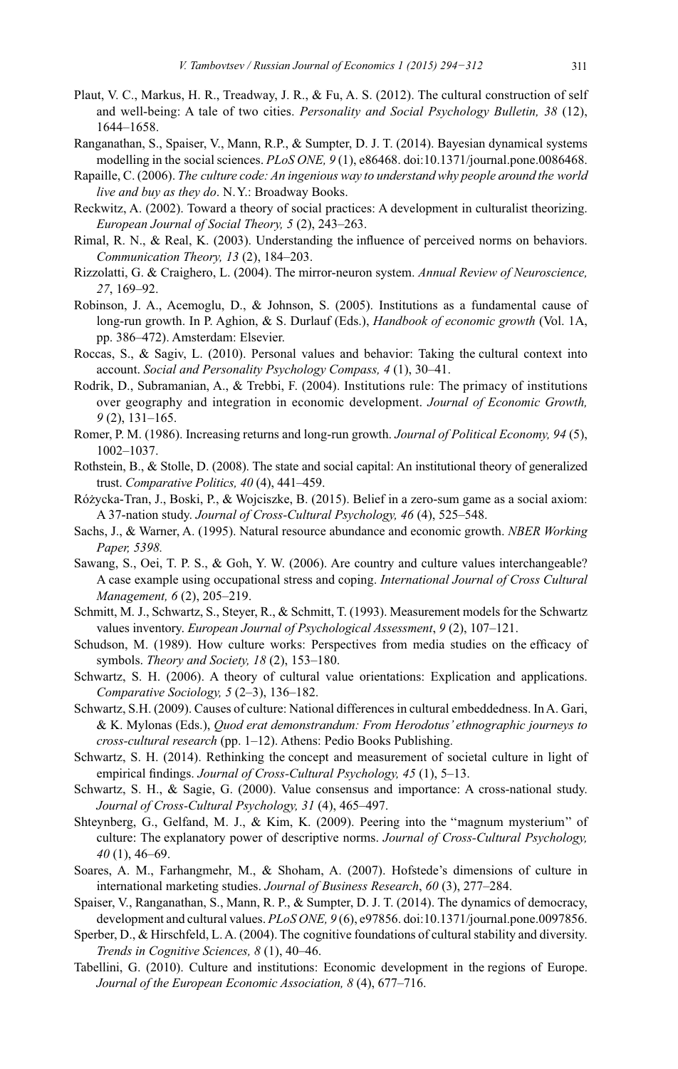Plaut, V. C., Markus, H. R., Treadway, J. R., & Fu, A. S. (2012). The cultural construction of self and well-being: A tale of two cities. *Personality and Social Psychology Bulletin, 38* (12), 1644–1658.

Ranganathan, S., Spaiser, V., Mann, R.P., & Sumpter, D. J. T. (2014). Bayesian dynamical systems modelling in the social sciences. *PLoS ONE, 9* (1), e86468. doi:10.1371/journal.pone.0086468.

Rapaille, C. (2006). *The culture code: An ingenious way to understand why people around the world live and buy as they do*. N.Y.: Broadway Books.

Reckwitz, A. (2002). Toward a theory of social practices: A development in culturalist theorizing. *European Journal of Social Theory, 5* (2), 243–263.

Rimal, R. N., & Real, K. (2003). Understanding the influence of perceived norms on behaviors. *Communication Theory, 13* (2), 184–203.

Rizzolatti, G. & Craighero, L. (2004). The mirror-neuron system. *Annual Review of Neuroscience, 27*, 169–92.

Robinson, J. A., Acemoglu, D., & Johnson, S. (2005). Institutions as a fundamental cause of long-run growth. In P. Aghion, & S. Durlauf (Eds.), *Handbook of economic growth* (Vol. 1A, pp. 386–472). Amsterdam: Elsevier.

Roccas, S., & Sagiv, L. (2010). Personal values and behavior: Taking the cultural context into account. *Social and Personality Psychology Compass, 4* (1), 30–41.

Rodrik, D., Subramanian, A., & Trebbi, F. (2004). Institutions rule: The primacy of institutions over geography and integration in economic development. *Journal of Economic Growth, 9* (2), 131–165.

Romer, P. M. (1986). Increasing returns and long-run growth. *Journal of Political Economy, 94* (5), 1002–1037.

Rothstein, B., & Stolle, D. (2008). The state and social capital: An institutional theory of generalized trust. *Comparative Politics, 40* (4), 441–459.

Różycka-Tran, J., Boski, P., & Wojciszke, B. (2015). Belief in a zero-sum game as a social axiom: A 37-nation study. *Journal of Cross-Cultural Psychology, 46* (4), 525–548.

Sachs, J., & Warner, A. (1995). Natural resource abundance and economic growth. *NBER Working Paper, 5398.*

Sawang, S., Oei, T. P. S., & Goh, Y. W. (2006). Are country and culture values interchangeable? A case example using occupational stress and coping. *International Journal of Cross Cultural Management, 6* (2), 205–219.

Schmitt, M. J., Schwartz, S., Steyer, R., & Schmitt, T. (1993). Measurement models for the Schwartz values inventory. *European Journal of Psychological Assessment*, *9* (2), 107–121.

Schudson, M. (1989). How culture works: Perspectives from media studies on the efficacy of symbols. *Theory and Society, 18* (2), 153–180.

Schwartz, S. H. (2006). A theory of cultural value orientations: Explication and applications. *Comparative Sociology, 5* (2–3), 136–182.

Schwartz, S.H. (2009). Causes of culture: National differences in cultural embeddedness. In A. Gari, & K. Mylonas (Eds.), *Quod erat demonstrandum: From Herodotus' ethnographic journeys to cross-cultural research* (pp. 1–12). Athens: Pedio Books Publishing.

Schwartz, S. H. (2014). Rethinking the concept and measurement of societal culture in light of empirical findings. *Journal of Cross-Cultural Psychology, 45* (1), 5–13.

Schwartz, S. H., & Sagie, G. (2000). Value consensus and importance: A cross-national study. *Journal of Cross-Cultural Psychology, 31* (4), 465–497.

Shteynberg, G., Gelfand, M. J., & Kim, K. (2009). Peering into the "magnum mysterium" of culture: The explanatory power of descriptive norms. *Journal of Cross-Cultural Psychology, 40* (1), 46–69.

Soares, A. M., Farhangmehr, M., & Shoham, A. (2007). Hofstede's dimensions of culture in international marketing studies. *Journal of Business Research*, *60* (3), 277–284.

Spaiser, V., Ranganathan, S., Mann, R. P., & Sumpter, D. J. T. (2014). The dynamics of democracy, development and cultural values. *PLoS ONE, 9* (6), e97856. doi:10.1371/journal.pone.0097856.

Sperber, D., & Hirschfeld, L. A. (2004). The cognitive foundations of cultural stability and diversity. *Trends in Cognitive Sciences, 8* (1), 40–46.

Tabellini, G. (2010). Culture and institutions: Economic development in the regions of Europe. *Journal of the European Economic Association, 8* (4), 677–716.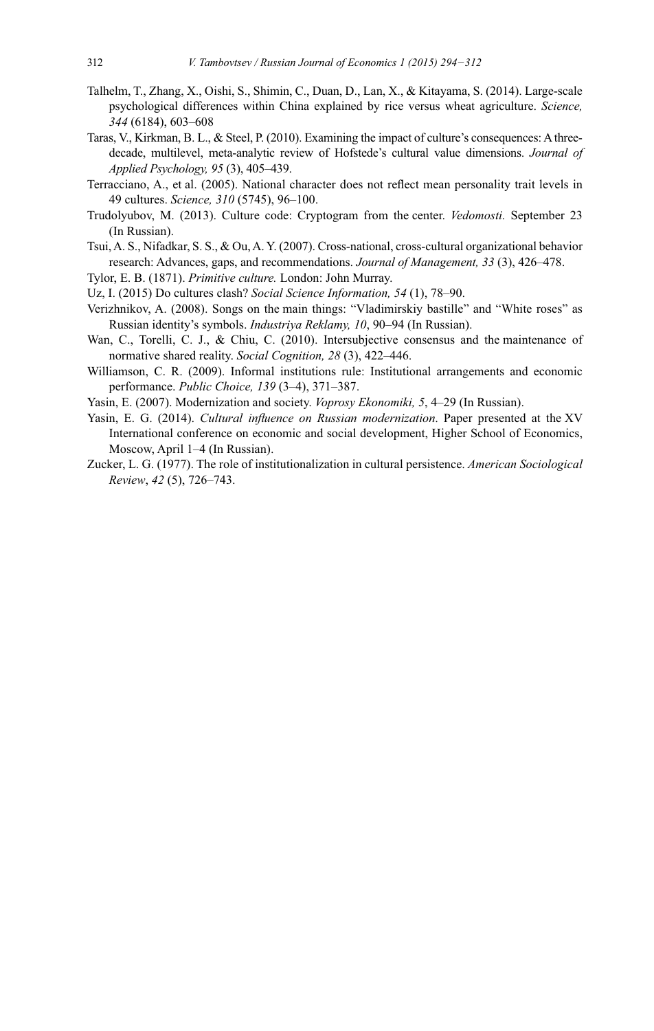Talhelm, T., Zhang, X., Oishi, S., Shimin, C., Duan, D., Lan, X., & Kitayama, S. (2014). Large-scale psychological differences within China explained by rice versus wheat agriculture. *Science, 344* (6184), 603–608

Taras, V., Kirkman, B. L., & Steel, P. (2010). Examining the impact of culture's consequences: A three-decade, multilevel, meta-analytic review of Hofstede's cultural value dimensions. *Journal of Applied Psychology, 95* (3), 405–439.

Terracciano, A., et al. (2005). National character does not reflect mean personality trait levels in 49 cultures. *Science, 310* (5745), 96–100.

Trudolyubov, M. (2013). Culture code: Cryptogram from the center. *Vedomosti.* September 23 (In Russian).

Tsui, A. S., Nifadkar, S. S., & Ou, A. Y. (2007). Cross-national, cross-cultural organizational behavior research: Advances, gaps, and recommendations. *Journal of Management, 33* (3), 426–478.

Tylor, E. B. (1871). *Primitive culture.* London: John Murray.

Uz, I. (2015) Do cultures clash? *Social Science Information, 54* (1), 78–90.

Verizhnikov, A. (2008). Songs on the main things: "Vladimirskiy bastille" and "White roses" as Russian identity's symbols. *Industriya Reklamy, 10*, 90–94 (In Russian).

Wan, C., Torelli, C. J., & Chiu, C. (2010). Intersubjective consensus and the maintenance of normative shared reality. *Social Cognition, 28* (3), 422–446.

Williamson, C. R. (2009). Informal institutions rule: Institutional arrangements and economic performance. *Public Choice, 139* (3–4), 371–387.

Yasin, E. (2007). Modernization and society. *Voprosy Ekonomiki, 5*, 4–29 (In Russian).

Yasin, E. G. (2014). *Cultural influence on Russian modernization*. Paper presented at the XV International conference on economic and social development, Higher School of Economics, Moscow, April 1–4 (In Russian).

Zucker, L. G. (1977). The role of institutionalization in cultural persistence. *American Sociological Review*, *42* (5), 726–743.